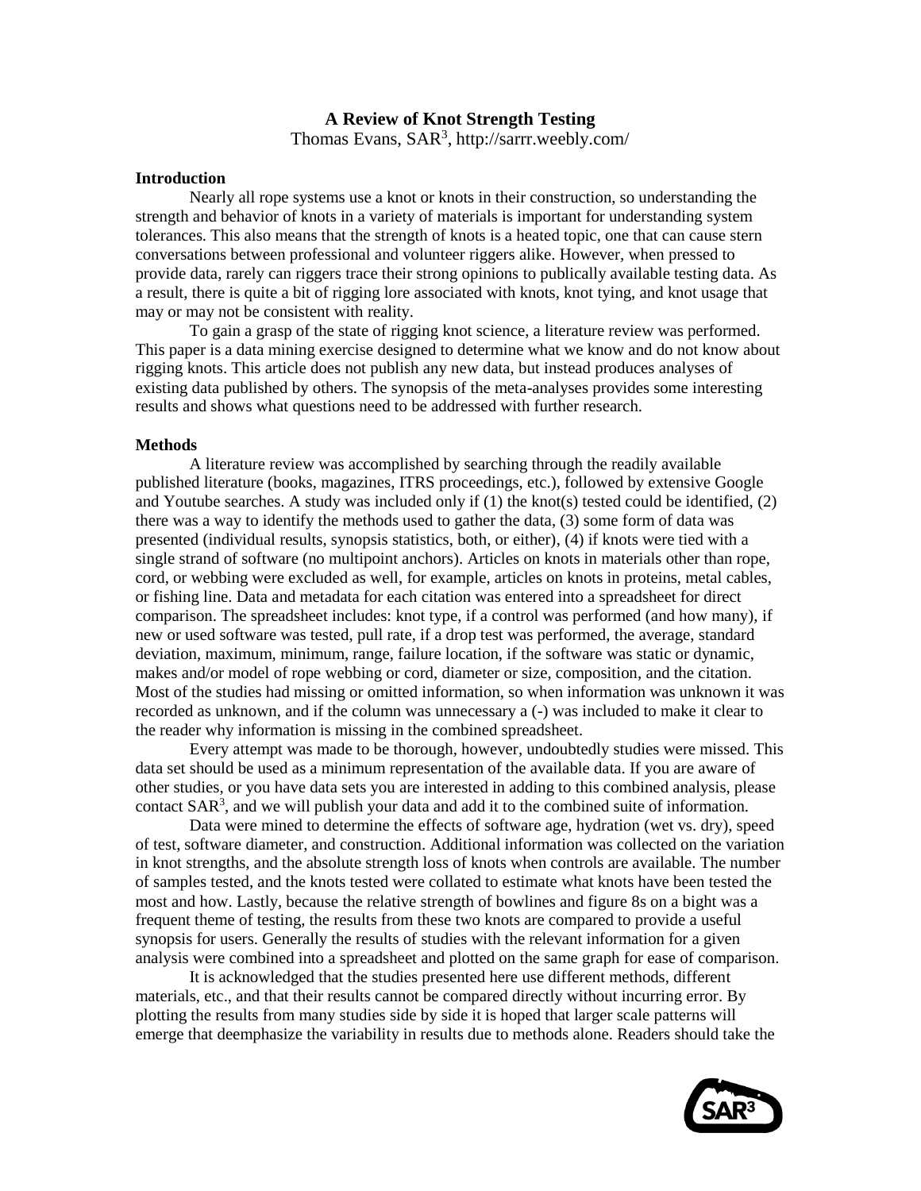# A Review of Knot Strength Testing

Thomas Evans, SAR[3], http://sarrr.weebly.com/

## Introduction

Nearly all rope systems use a knot or knots in their construction, so understanding the strength and behavior of knots in a variety of materials is important for understanding system tolerances. This also means that the strength of knots is a heated topic, one that can cause stern conversations between professional and volunteer riggers alike. However, when pressed to provide data, rarely can riggers trace their strong opinions to publically available testing data. As a result, there is quite a bit of rigging lore associated with knots, knot tying, and knot usage that may or may not be consistent with reality.

To gain a grasp of the state of rigging knot science, a literature review was performed. This paper is a data mining exercise designed to determine what we know and do not know about rigging knots. This article does not publish any new data, but instead produces analyses of existing data published by others. The synopsis of the meta-analyses provides some interesting results and shows what questions need to be addressed with further research.

## Methods

A literature review was accomplished by searching through the readily available published literature (books, magazines, ITRS proceedings, etc.), followed by extensive Google and Youtube searches. A study was included only if (1) the knot(s) tested could be identified, (2) there was a way to identify the methods used to gather the data, (3) some form of data was presented (individual results, synopsis statistics, both, or either), (4) if knots were tied with a single strand of software (no multipoint anchors). Articles on knots in materials other than rope, cord, or webbing were excluded as well, for example, articles on knots in proteins, metal cables, or fishing line. Data and metadata for each citation was entered into a spreadsheet for direct comparison. The spreadsheet includes: knot type, if a control was performed (and how many), if new or used software was tested, pull rate, if a drop test was performed, the average, standard deviation, maximum, minimum, range, failure location, if the software was static or dynamic, makes and/or model of rope webbing or cord, diameter or size, composition, and the citation. Most of the studies had missing or omitted information, so when information was unknown it was recorded as unknown, and if the column was unnecessary a (-) was included to make it clear to the reader why information is missing in the combined spreadsheet.

Every attempt was made to be thorough, however, undoubtedly studies were missed. This data set should be used as a minimum representation of the available data. If you are aware of other studies, or you have data sets you are interested in adding to this combined analysis, please contact SAR[3], and we will publish your data and add it to the combined suite of information.

Data were mined to determine the effects of software age, hydration (wet vs. dry), speed of test, software diameter, and construction. Additional information was collected on the variation in knot strengths, and the absolute strength loss of knots when controls are available. The number of samples tested, and the knots tested were collated to estimate what knots have been tested the most and how. Lastly, because the relative strength of bowlines and figure 8s on a bight was a frequent theme of testing, the results from these two knots are compared to provide a useful synopsis for users. Generally the results of studies with the relevant information for a given analysis were combined into a spreadsheet and plotted on the same graph for ease of comparison.

It is acknowledged that the studies presented here use different methods, different materials, etc., and that their results cannot be compared directly without incurring error. By plotting the results from many studies side by side it is hoped that larger scale patterns will emerge that deemphasize the variability in results due to methods alone. Readers should take the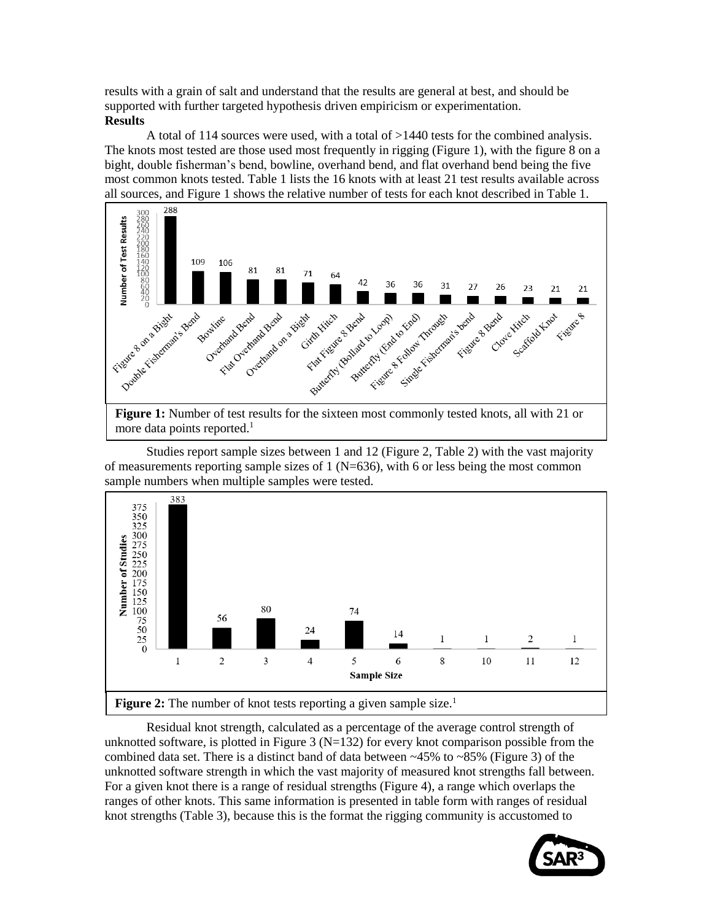results with a grain of salt and understand that the results are general at best, and should be supported with further targeted hypothesis driven empiricism or experimentation.

**Results**

A total of 114 sources were used, with a total of >1440 tests for the combined analysis. The knots most tested are those used most frequently in rigging (Figure 1), with the figure 8 on a bight, double fisherman's bend, bowline, overhand bend, and flat overhand bend being the five most common knots tested. Table 1 lists the 16 knots with at least 21 test results available across all sources, and Figure 1 shows the relative number of tests for each knot described in Table 1.

**Figure 1:** Number of test results for the sixteen most commonly tested knots, all with 21 or more data points reported.[1]

Studies report sample sizes between 1 and 12 (Figure 2, Table 2) with the vast majority of measurements reporting sample sizes of 1 (N=636), with 6 or less being the most common sample numbers when multiple samples were tested.

**Figure 2:** The number of knot tests reporting a given sample size.[1]

Residual knot strength, calculated as a percentage of the average control strength of unknotted software, is plotted in Figure 3 (N=132) for every knot comparison possible from the combined data set. There is a distinct band of data between ~45% to ~85% (Figure 3) of the unknotted software strength in which the vast majority of measured knot strengths fall between. For a given knot there is a range of residual strengths (Figure 4), a range which overlaps the ranges of other knots. This same information is presented in table form with ranges of residual knot strengths (Table 3), because this is the format the rigging community is accustomed to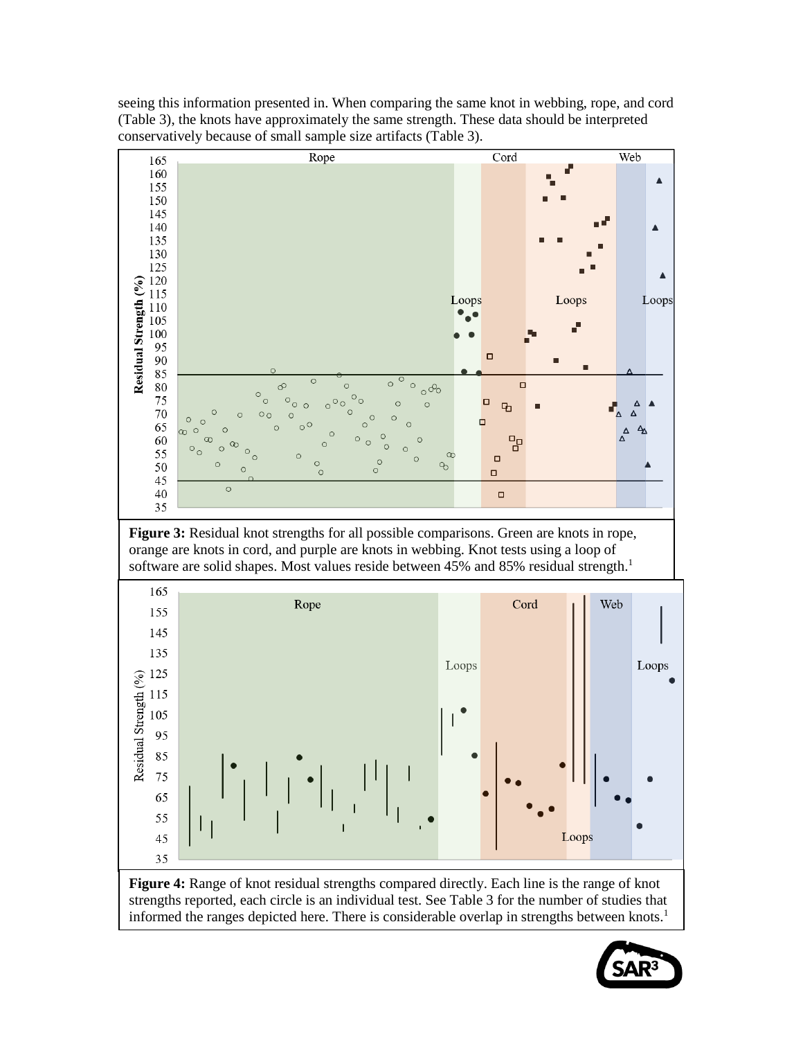seeing this information presented in. When comparing the same knot in webbing, rope, and cord (Table 3), the knots have approximately the same strength. These data should be interpreted conservatively because of small sample size artifacts (Table 3).

**Figure 3:** Residual knot strengths for all possible comparisons. Green are knots in rope, orange are knots in cord, and purple are knots in webbing. Knot tests using a loop of software are solid shapes. Most values reside between 45% and 85% residual strength.[1]

**Figure 4:** Range of knot residual strengths compared directly. Each line is the range of knot strengths reported, each circle is an individual test. See Table 3 for the number of studies that informed the ranges depicted here. There is considerable overlap in strengths between knots.[1]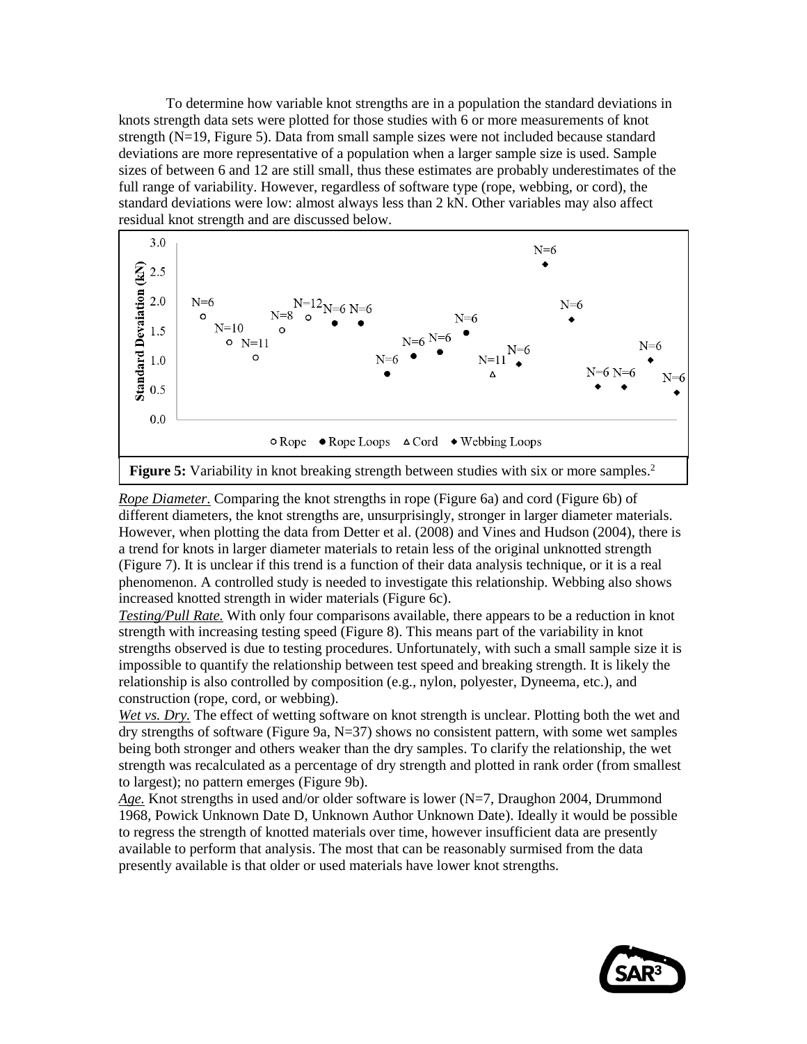To determine how variable knot strengths are in a population the standard deviations in knots strength data sets were plotted for those studies with 6 or more measurements of knot strength (N=19, Figure 5). Data from small sample sizes were not included because standard deviations are more representative of a population when a larger sample size is used. Sample sizes of between 6 and 12 are still small, thus these estimates are probably underestimates of the full range of variability. However, regardless of software type (rope, webbing, or cord), the standard deviations were low: almost always less than 2 kN. Other variables may also affect residual knot strength and are discussed below.

**Figure 5:** Variability in knot breaking strength between studies with six or more samples.[2]

*Rope Diameter*. Comparing the knot strengths in rope (Figure 6a) and cord (Figure 6b) of different diameters, the knot strengths are, unsurprisingly, stronger in larger diameter materials. However, when plotting the data from Detter et al. (2008) and Vines and Hudson (2004), there is a trend for knots in larger diameter materials to retain less of the original unknotted strength (Figure 7). It is unclear if this trend is a function of their data analysis technique, or it is a real phenomenon. A controlled study is needed to investigate this relationship. Webbing also shows increased knotted strength in wider materials (Figure 6c).

*Testing/Pull Rate.* With only four comparisons available, there appears to be a reduction in knot strength with increasing testing speed (Figure 8). This means part of the variability in knot strengths observed is due to testing procedures. Unfortunately, with such a small sample size it is impossible to quantify the relationship between test speed and breaking strength. It is likely the relationship is also controlled by composition (e.g., nylon, polyester, Dyneema, etc.), and construction (rope, cord, or webbing).

*Wet vs. Dry.* The effect of wetting software on knot strength is unclear. Plotting both the wet and dry strengths of software (Figure 9a, N=37) shows no consistent pattern, with some wet samples being both stronger and others weaker than the dry samples. To clarify the relationship, the wet strength was recalculated as a percentage of dry strength and plotted in rank order (from smallest to largest); no pattern emerges (Figure 9b).

*Age.* Knot strengths in used and/or older software is lower (N=7, Draughon 2004, Drummond 1968, Powick Unknown Date D, Unknown Author Unknown Date). Ideally it would be possible to regress the strength of knotted materials over time, however insufficient data are presently available to perform that analysis. The most that can be reasonably surmised from the data presently available is that older or used materials have lower knot strengths.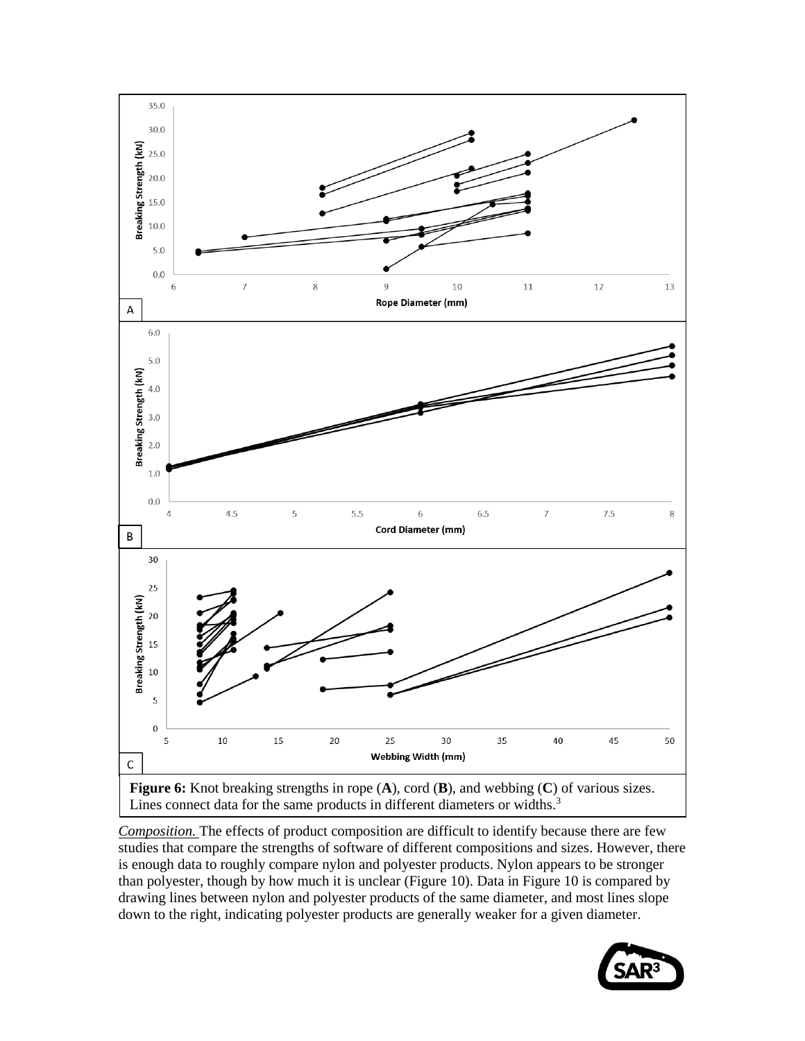**Figure 6:** Knot breaking strengths in rope (**A**), cord (**B**), and webbing (**C**) of various sizes. Lines connect data for the same products in different diameters or widths.[3]

*Composition.* The effects of product composition are difficult to identify because there are few studies that compare the strengths of software of different compositions and sizes. However, there is enough data to roughly compare nylon and polyester products. Nylon appears to be stronger than polyester, though by how much it is unclear (Figure 10). Data in Figure 10 is compared by drawing lines between nylon and polyester products of the same diameter, and most lines slope down to the right, indicating polyester products are generally weaker for a given diameter.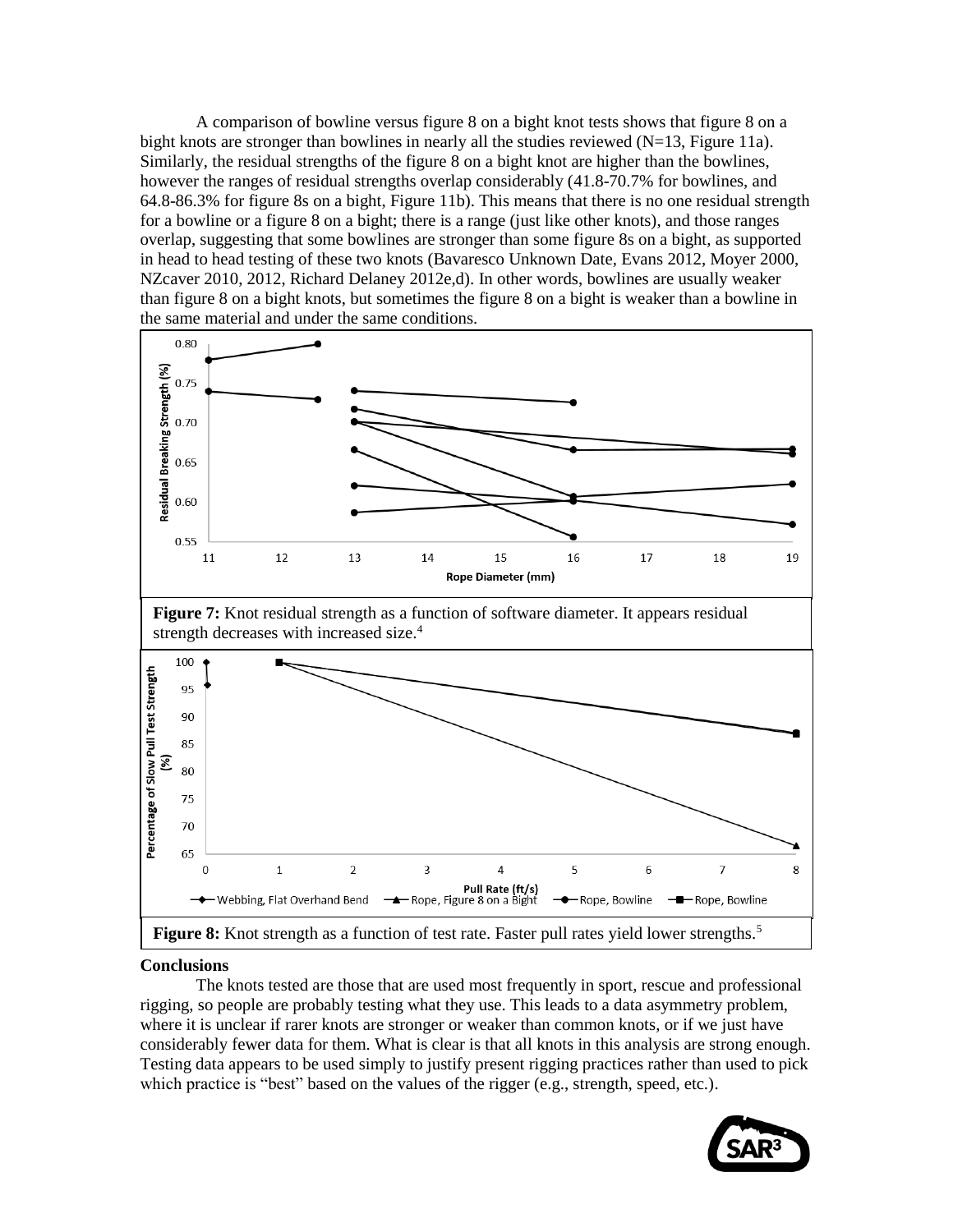A comparison of bowline versus figure 8 on a bight knot tests shows that figure 8 on a bight knots are stronger than bowlines in nearly all the studies reviewed (N=13, Figure 11a). Similarly, the residual strengths of the figure 8 on a bight knot are higher than the bowlines, however the ranges of residual strengths overlap considerably (41.8-70.7% for bowlines, and 64.8-86.3% for figure 8s on a bight, Figure 11b). This means that there is no one residual strength for a bowline or a figure 8 on a bight; there is a range (just like other knots), and those ranges overlap, suggesting that some bowlines are stronger than some figure 8s on a bight, as supported in head to head testing of these two knots (Bavaresco Unknown Date, Evans 2012, Moyer 2000, NZcaver 2010, 2012, Richard Delaney 2012e,d). In other words, bowlines are usually weaker than figure 8 on a bight knots, but sometimes the figure 8 on a bight is weaker than a bowline in the same material and under the same conditions.

**Figure 7:** Knot residual strength as a function of software diameter. It appears residual strength decreases with increased size.[4]

**Figure 8:** Knot strength as a function of test rate. Faster pull rates yield lower strengths.[5]

**Conclusions**

The knots tested are those that are used most frequently in sport, rescue and professional rigging, so people are probably testing what they use. This leads to a data asymmetry problem, where it is unclear if rarer knots are stronger or weaker than common knots, or if we just have considerably fewer data for them. What is clear is that all knots in this analysis are strong enough. Testing data appears to be used simply to justify present rigging practices rather than used to pick which practice is "best" based on the values of the rigger (e.g., strength, speed, etc.).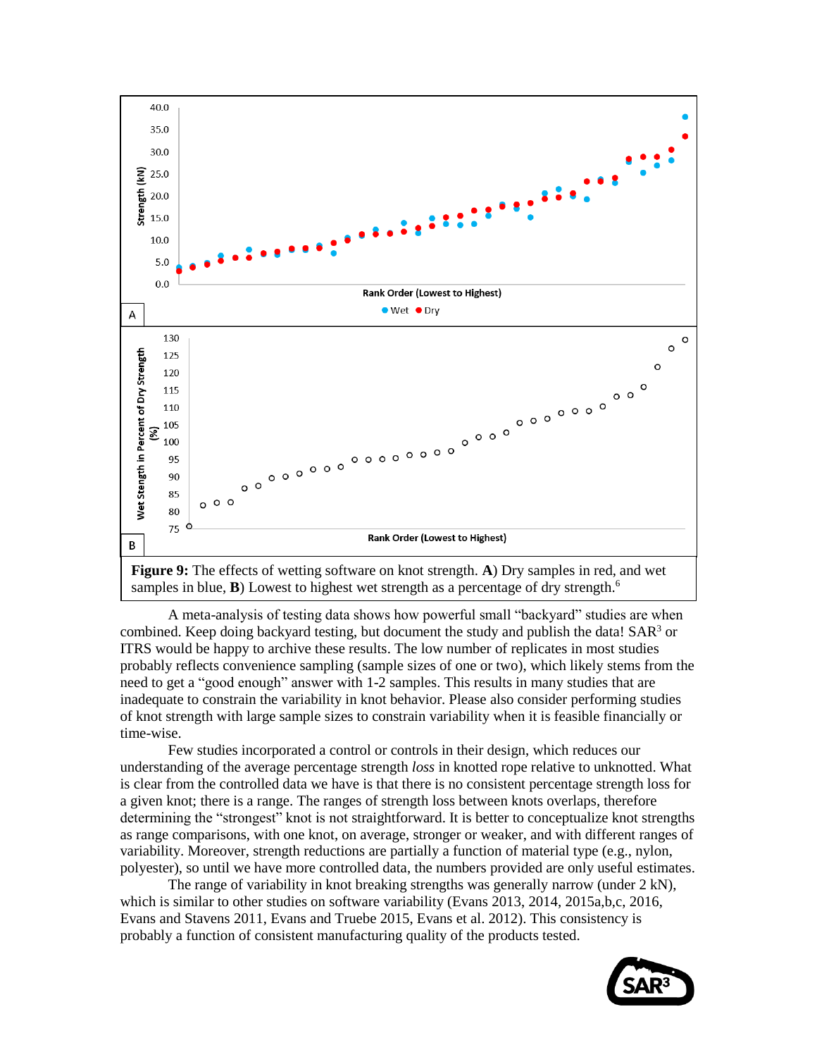**Figure 9:** The effects of wetting software on knot strength. **A**) Dry samples in red, and wet samples in blue, **B**) Lowest to highest wet strength as a percentage of dry strength.[6]

A meta-analysis of testing data shows how powerful small "backyard" studies are when combined. Keep doing backyard testing, but document the study and publish the data! SAR[3] or ITRS would be happy to archive these results. The low number of replicates in most studies probably reflects convenience sampling (sample sizes of one or two), which likely stems from the need to get a "good enough" answer with 1-2 samples. This results in many studies that are inadequate to constrain the variability in knot behavior. Please also consider performing studies of knot strength with large sample sizes to constrain variability when it is feasible financially or time-wise.

Few studies incorporated a control or controls in their design, which reduces our understanding of the average percentage strength *loss* in knotted rope relative to unknotted. What is clear from the controlled data we have is that there is no consistent percentage strength loss for a given knot; there is a range. The ranges of strength loss between knots overlaps, therefore determining the "strongest" knot is not straightforward. It is better to conceptualize knot strengths as range comparisons, with one knot, on average, stronger or weaker, and with different ranges of variability. Moreover, strength reductions are partially a function of material type (e.g., nylon, polyester), so until we have more controlled data, the numbers provided are only useful estimates.

The range of variability in knot breaking strengths was generally narrow (under 2 kN), which is similar to other studies on software variability (Evans 2013, 2014, 2015a,b,c, 2016, Evans and Stavens 2011, Evans and Truebe 2015, Evans et al. 2012). This consistency is probably a function of consistent manufacturing quality of the products tested.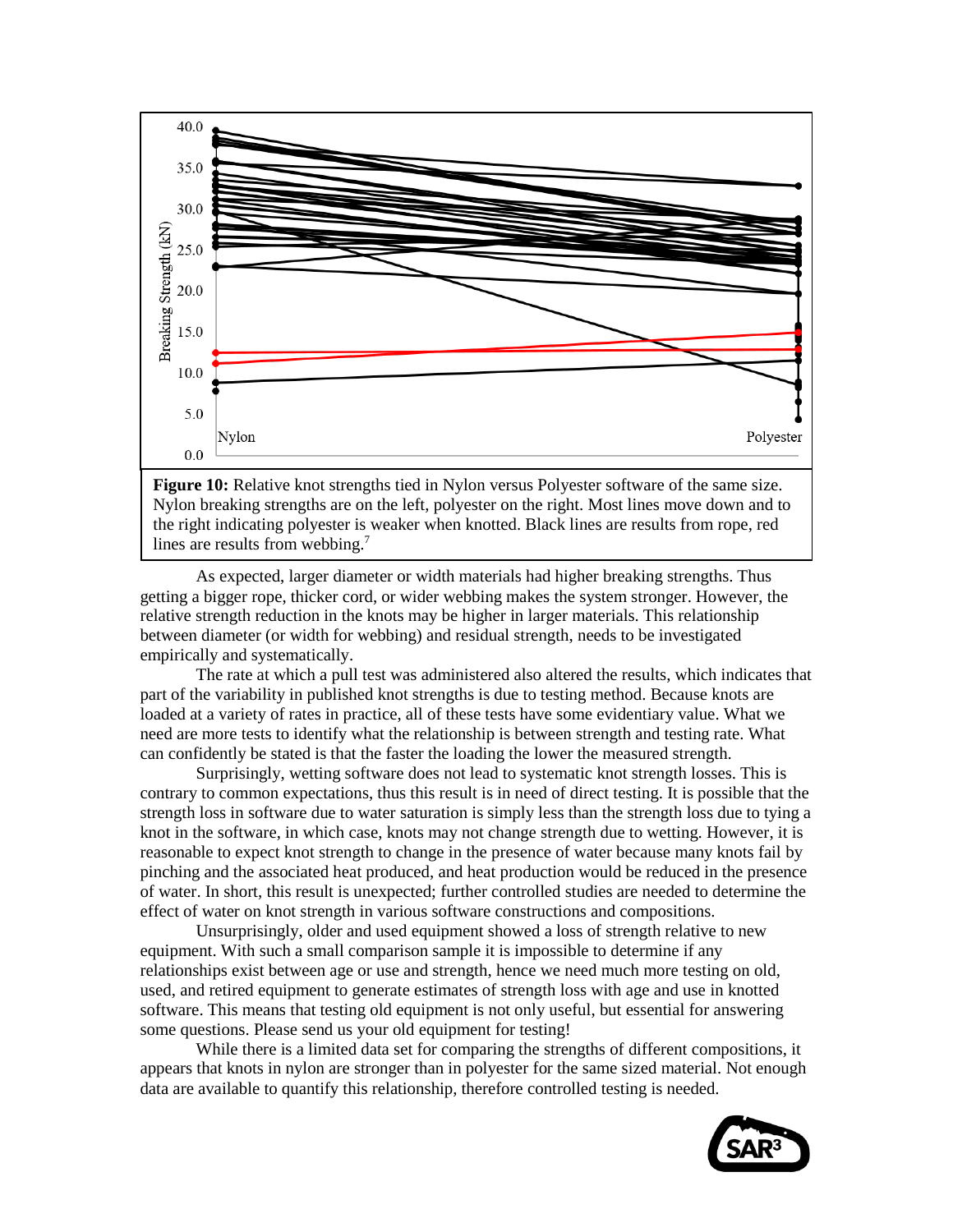**Figure 10:** Relative knot strengths tied in Nylon versus Polyester software of the same size. Nylon breaking strengths are on the left, polyester on the right. Most lines move down and to the right indicating polyester is weaker when knotted. Black lines are results from rope, red lines are results from webbing.[7]

As expected, larger diameter or width materials had higher breaking strengths. Thus getting a bigger rope, thicker cord, or wider webbing makes the system stronger. However, the relative strength reduction in the knots may be higher in larger materials. This relationship between diameter (or width for webbing) and residual strength, needs to be investigated empirically and systematically.

The rate at which a pull test was administered also altered the results, which indicates that part of the variability in published knot strengths is due to testing method. Because knots are loaded at a variety of rates in practice, all of these tests have some evidentiary value. What we need are more tests to identify what the relationship is between strength and testing rate. What can confidently be stated is that the faster the loading the lower the measured strength.

Surprisingly, wetting software does not lead to systematic knot strength losses. This is contrary to common expectations, thus this result is in need of direct testing. It is possible that the strength loss in software due to water saturation is simply less than the strength loss due to tying a knot in the software, in which case, knots may not change strength due to wetting. However, it is reasonable to expect knot strength to change in the presence of water because many knots fail by pinching and the associated heat produced, and heat production would be reduced in the presence of water. In short, this result is unexpected; further controlled studies are needed to determine the effect of water on knot strength in various software constructions and compositions.

Unsurprisingly, older and used equipment showed a loss of strength relative to new equipment. With such a small comparison sample it is impossible to determine if any relationships exist between age or use and strength, hence we need much more testing on old, used, and retired equipment to generate estimates of strength loss with age and use in knotted software. This means that testing old equipment is not only useful, but essential for answering some questions. Please send us your old equipment for testing!

While there is a limited data set for comparing the strengths of different compositions, it appears that knots in nylon are stronger than in polyester for the same sized material. Not enough data are available to quantify this relationship, therefore controlled testing is needed.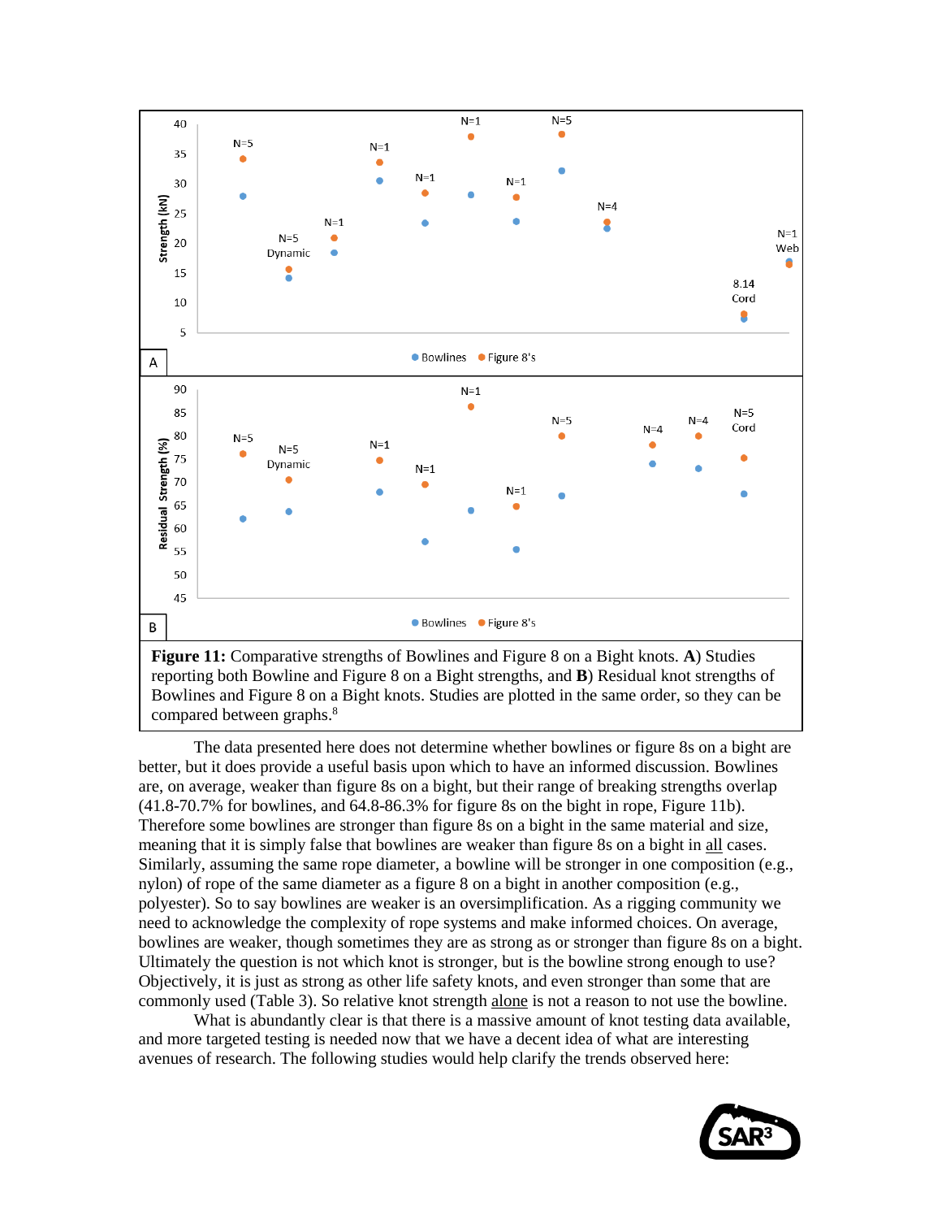**Figure 11:** Comparative strengths of Bowlines and Figure 8 on a Bight knots. **A**) Studies reporting both Bowline and Figure 8 on a Bight strengths, and **B**) Residual knot strengths of Bowlines and Figure 8 on a Bight knots. Studies are plotted in the same order, so they can be compared between graphs.[8]

The data presented here does not determine whether bowlines or figure 8s on a bight are better, but it does provide a useful basis upon which to have an informed discussion. Bowlines are, on average, weaker than figure 8s on a bight, but their range of breaking strengths overlap (41.8-70.7% for bowlines, and 64.8-86.3% for figure 8s on the bight in rope, Figure 11b). Therefore some bowlines are stronger than figure 8s on a bight in the same material and size, meaning that it is simply false that bowlines are weaker than figure 8s on a bight in all cases. Similarly, assuming the same rope diameter, a bowline will be stronger in one composition (e.g., nylon) of rope of the same diameter as a figure 8 on a bight in another composition (e.g., polyester). So to say bowlines are weaker is an oversimplification. As a rigging community we need to acknowledge the complexity of rope systems and make informed choices. On average, bowlines are weaker, though sometimes they are as strong as or stronger than figure 8s on a bight. Ultimately the question is not which knot is stronger, but is the bowline strong enough to use? Objectively, it is just as strong as other life safety knots, and even stronger than some that are commonly used (Table 3). So relative knot strength alone is not a reason to not use the bowline.

What is abundantly clear is that there is a massive amount of knot testing data available, and more targeted testing is needed now that we have a decent idea of what are interesting avenues of research. The following studies would help clarify the trends observed here: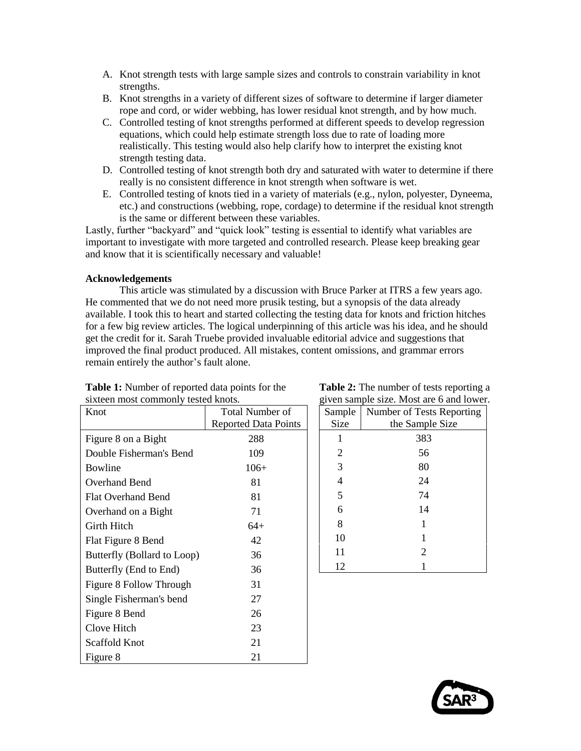A. Knot strength tests with large sample sizes and controls to constrain variability in knot strengths.
B. Knot strengths in a variety of different sizes of software to determine if larger diameter rope and cord, or wider webbing, has lower residual knot strength, and by how much.
C. Controlled testing of knot strengths performed at different speeds to develop regression equations, which could help estimate strength loss due to rate of loading more realistically. This testing would also help clarify how to interpret the existing knot strength testing data.
D. Controlled testing of knot strength both dry and saturated with water to determine if there really is no consistent difference in knot strength when software is wet.
E. Controlled testing of knots tied in a variety of materials (e.g., nylon, polyester, Dyneema, etc.) and constructions (webbing, rope, cordage) to determine if the residual knot strength is the same or different between these variables.

Lastly, further "backyard" and "quick look" testing is essential to identify what variables are important to investigate with more targeted and controlled research. Please keep breaking gear and know that it is scientifically necessary and valuable!

**Acknowledgements**

This article was stimulated by a discussion with Bruce Parker at ITRS a few years ago. He commented that we do not need more prusik testing, but a synopsis of the data already available. I took this to heart and started collecting the testing data for knots and friction hitches for a few big review articles. The logical underpinning of this article was his idea, and he should get the credit for it. Sarah Truebe provided invaluable editorial advice and suggestions that improved the final product produced. All mistakes, content omissions, and grammar errors remain entirely the author's fault alone.

**Table 1:** Number of reported data points for the sixteen most commonly tested knots.

| Knot | Total Number of Reported Data Points |
|---|---|
| Figure 8 on a Bight | 288 |
| Double Fisherman's Bend | 109 |
| Bowline | 106+ |
| Overhand Bend | 81 |
| Flat Overhand Bend | 81 |
| Overhand on a Bight | 71 |
| Girth Hitch | 64+ |
| Flat Figure 8 Bend | 42 |
| Butterfly (Bollard to Loop) | 36 |
| Butterfly (End to End) | 36 |
| Figure 8 Follow Through | 31 |
| Single Fisherman's bend | 27 |
| Figure 8 Bend | 26 |
| Clove Hitch | 23 |
| Scaffold Knot | 21 |
| Figure 8 | 21 |

**Table 2:** The number of tests reporting a given sample size. Most are 6 and lower.

| Sample Size | Number of Tests Reporting the Sample Size |
|---|---|
| 1 | 383 |
| 2 | 56 |
| 3 | 80 |
| 4 | 24 |
| 5 | 74 |
| 6 | 14 |
| 8 | 1 |
| 10 | 1 |
| 11 | 2 |
| 12 | 1 |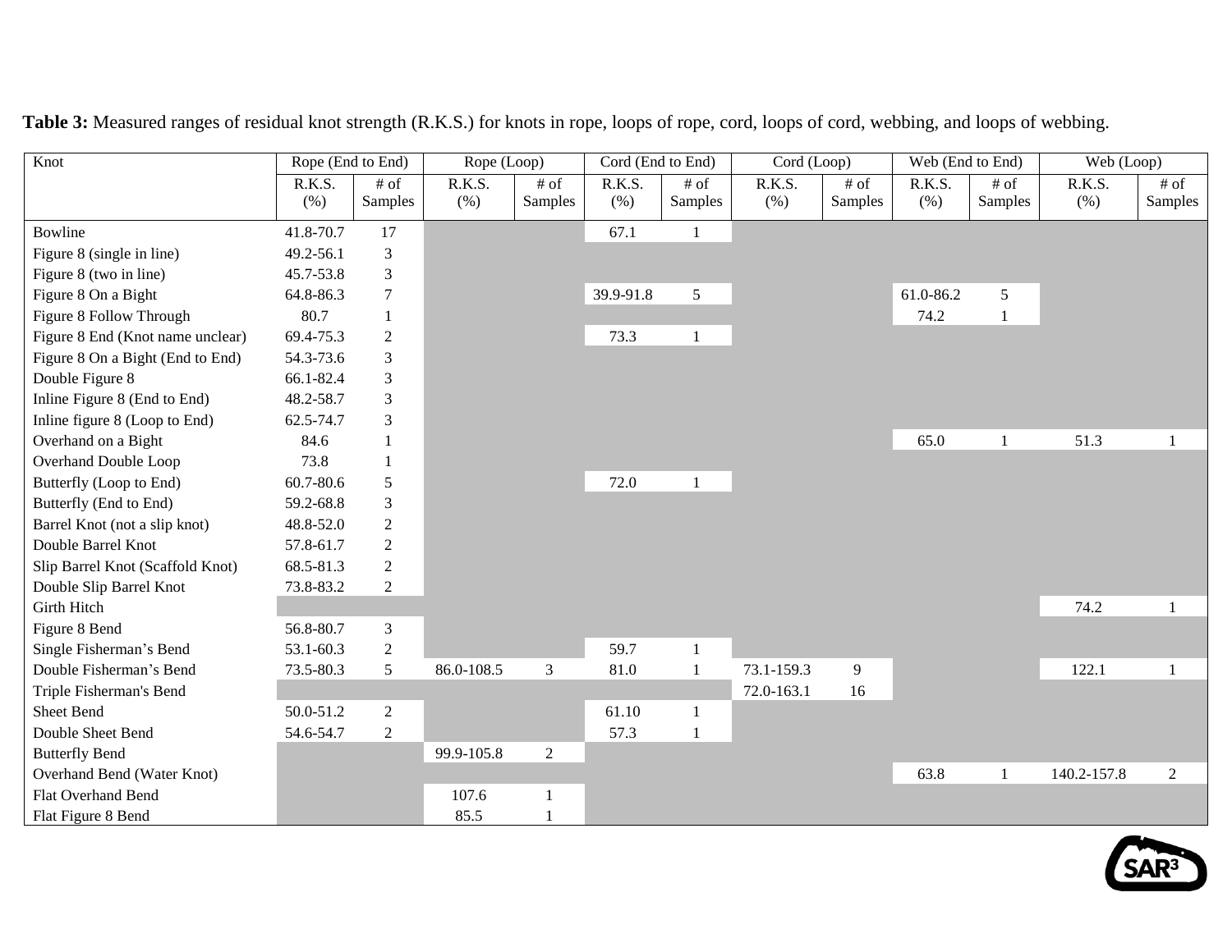**Table 3:** Measured ranges of residual knot strength (R.K.S.) for knots in rope, loops of rope, cord, loops of cord, webbing, and loops of webbing.

| Knot | Rope (End to End) | | Rope (Loop) | | Cord (End to End) | | Cord (Loop) | | Web (End to End) | | Web (Loop) | |
|---|---|---|---|---|---|---|---|---|---|---|---|---|
| | R.K.S. (%) | # of Samples | R.K.S. (%) | # of Samples | R.K.S. (%) | # of Samples | R.K.S. (%) | # of Samples | R.K.S. (%) | # of Samples | R.K.S. (%) | # of Samples |
| Bowline | 41.8-70.7 | 17 | | | 67.1 | 1 | | | | | | |
| Figure 8 (single in line) | 49.2-56.1 | 3 | | | | | | | | | | |
| Figure 8 (two in line) | 45.7-53.8 | 3 | | | | | | | | | | |
| Figure 8 On a Bight | 64.8-86.3 | 7 | | | 39.9-91.8 | 5 | | | 61.0-86.2 | 5 | | |
| Figure 8 Follow Through | 80.7 | 1 | | | | | | | 74.2 | 1 | | |
| Figure 8 End (Knot name unclear) | 69.4-75.3 | 2 | | | 73.3 | 1 | | | | | | |
| Figure 8 On a Bight (End to End) | 54.3-73.6 | 3 | | | | | | | | | | |
| Double Figure 8 | 66.1-82.4 | 3 | | | | | | | | | | |
| Inline Figure 8 (End to End) | 48.2-58.7 | 3 | | | | | | | | | | |
| Inline figure 8 (Loop to End) | 62.5-74.7 | 3 | | | | | | | | | | |
| Overhand on a Bight | 84.6 | 1 | | | | | | | 65.0 | 1 | 51.3 | 1 |
| Overhand Double Loop | 73.8 | 1 | | | | | | | | | | |
| Butterfly (Loop to End) | 60.7-80.6 | 5 | | | 72.0 | 1 | | | | | | |
| Butterfly (End to End) | 59.2-68.8 | 3 | | | | | | | | | | |
| Barrel Knot (not a slip knot) | 48.8-52.0 | 2 | | | | | | | | | | |
| Double Barrel Knot | 57.8-61.7 | 2 | | | | | | | | | | |
| Slip Barrel Knot (Scaffold Knot) | 68.5-81.3 | 2 | | | | | | | | | | |
| Double Slip Barrel Knot | 73.8-83.2 | 2 | | | | | | | | | | |
| Girth Hitch | | | | | | | | | | | 74.2 | 1 |
| Figure 8 Bend | 56.8-80.7 | 3 | | | | | | | | | | |
| Single Fisherman's Bend | 53.1-60.3 | 2 | | | 59.7 | 1 | | | | | | |
| Double Fisherman's Bend | 73.5-80.3 | 5 | 86.0-108.5 | 3 | 81.0 | 1 | 73.1-159.3 | 9 | | | 122.1 | 1 |
| Triple Fisherman's Bend | | | | | | | 72.0-163.1 | 16 | | | | |
| Sheet Bend | 50.0-51.2 | 2 | | | 61.10 | 1 | | | | | | |
| Double Sheet Bend | 54.6-54.7 | 2 | | | 57.3 | 1 | | | | | | |
| Butterfly Bend | | | 99.9-105.8 | 2 | | | | | | | | |
| Overhand Bend (Water Knot) | | | | | | | | | 63.8 | 1 | 140.2-157.8 | 2 |
| Flat Overhand Bend | | | 107.6 | 1 | | | | | | | | |
| Flat Figure 8 Bend | | | 85.5 | 1 | | | | | | | | |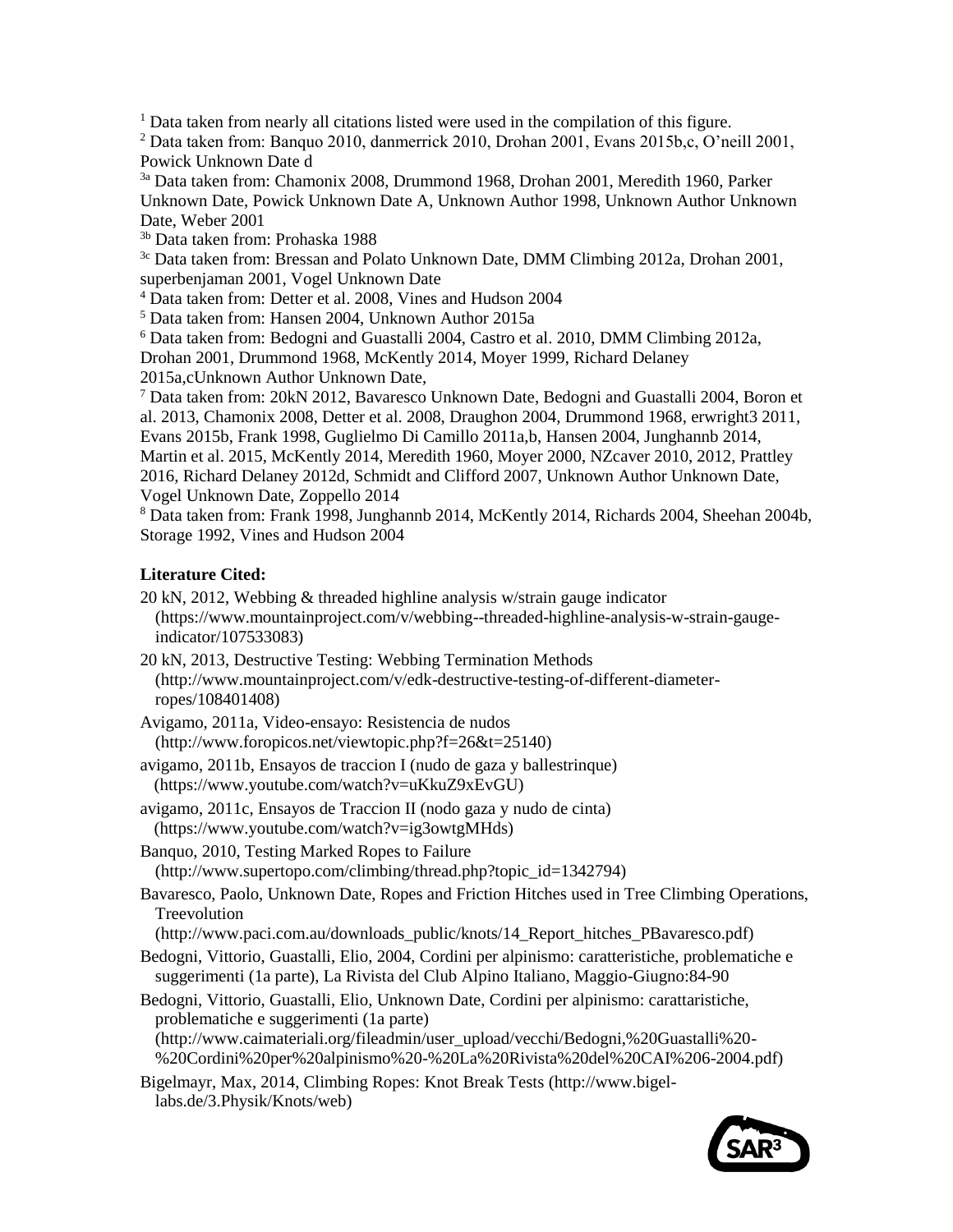[1] Data taken from nearly all citations listed were used in the compilation of this figure.
[2] Data taken from: Banquo 2010, danmerrick 2010, Drohan 2001, Evans 2015b,c, O'neill 2001, Powick Unknown Date d
[3a] Data taken from: Chamonix 2008, Drummond 1968, Drohan 2001, Meredith 1960, Parker Unknown Date, Powick Unknown Date A, Unknown Author 1998, Unknown Author Unknown Date, Weber 2001
[3b] Data taken from: Prohaska 1988
[3c] Data taken from: Bressan and Polato Unknown Date, DMM Climbing 2012a, Drohan 2001, superbenjaman 2001, Vogel Unknown Date
[4] Data taken from: Detter et al. 2008, Vines and Hudson 2004
[5] Data taken from: Hansen 2004, Unknown Author 2015a
[6] Data taken from: Bedogni and Guastalli 2004, Castro et al. 2010, DMM Climbing 2012a, Drohan 2001, Drummond 1968, McKently 2014, Moyer 1999, Richard Delaney 2015a,cUnknown Author Unknown Date,
[7] Data taken from: 20kN 2012, Bavaresco Unknown Date, Bedogni and Guastalli 2004, Boron et al. 2013, Chamonix 2008, Detter et al. 2008, Draughon 2004, Drummond 1968, erwright3 2011, Evans 2015b, Frank 1998, Guglielmo Di Camillo 2011a,b, Hansen 2004, Junghannb 2014, Martin et al. 2015, McKently 2014, Meredith 1960, Moyer 2000, NZcaver 2010, 2012, Prattley 2016, Richard Delaney 2012d, Schmidt and Clifford 2007, Unknown Author Unknown Date, Vogel Unknown Date, Zoppello 2014
[8] Data taken from: Frank 1998, Junghannb 2014, McKently 2014, Richards 2004, Sheehan 2004b, Storage 1992, Vines and Hudson 2004

**Literature Cited:**

20 kN, 2012, Webbing & threaded highline analysis w/strain gauge indicator (https://www.mountainproject.com/v/webbing--threaded-highline-analysis-w-strain-gauge-indicator/107533083)

20 kN, 2013, Destructive Testing: Webbing Termination Methods (http://www.mountainproject.com/v/edk-destructive-testing-of-different-diameter-ropes/108401408)

Avigamo, 2011a, Video-ensayo: Resistencia de nudos (http://www.foropicos.net/viewtopic.php?f=26&t=25140)

avigamo, 2011b, Ensayos de traccion I (nudo de gaza y ballestrinque) (https://www.youtube.com/watch?v=uKkuZ9xEvGU)

avigamo, 2011c, Ensayos de Traccion II (nodo gaza y nudo de cinta) (https://www.youtube.com/watch?v=ig3owtgMHds)

Banquo, 2010, Testing Marked Ropes to Failure (http://www.supertopo.com/climbing/thread.php?topic_id=1342794)

Bavaresco, Paolo, Unknown Date, Ropes and Friction Hitches used in Tree Climbing Operations, Treevolution (http://www.paci.com.au/downloads_public/knots/14_Report_hitches_PBavaresco.pdf)

Bedogni, Vittorio, Guastalli, Elio, 2004, Cordini per alpinismo: caratteristiche, problematiche e suggerimenti (1a parte), La Rivista del Club Alpino Italiano, Maggio-Giugno:84-90

Bedogni, Vittorio, Guastalli, Elio, Unknown Date, Cordini per alpinismo: carattaristiche, problematiche e suggerimenti (1a parte) (http://www.caimateriali.org/fileadmin/user_upload/vecchi/Bedogni,%20Guastalli%20-%20Cordini%20per%20alpinismo%20-%20La%20Rivista%20del%20CAI%206-2004.pdf)

Bigelmayr, Max, 2014, Climbing Ropes: Knot Break Tests (http://www.bigel-labs.de/3.Physik/Knots/web)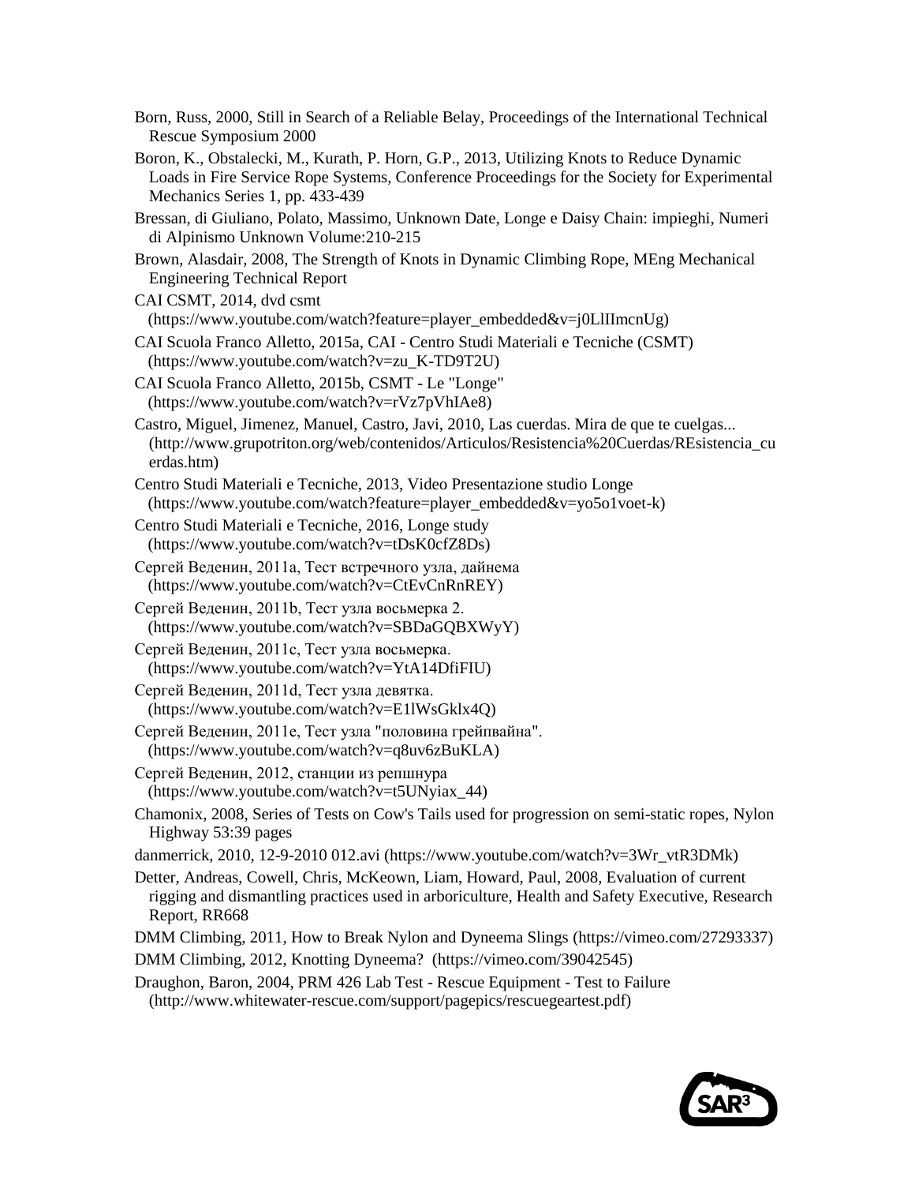Born, Russ, 2000, Still in Search of a Reliable Belay, Proceedings of the International Technical Rescue Symposium 2000

Boron, K., Obstalecki, M., Kurath, P. Horn, G.P., 2013, Utilizing Knots to Reduce Dynamic Loads in Fire Service Rope Systems, Conference Proceedings for the Society for Experimental Mechanics Series 1, pp. 433-439

Bressan, di Giuliano, Polato, Massimo, Unknown Date, Longe e Daisy Chain: impieghi, Numeri di Alpinismo Unknown Volume:210-215

Brown, Alasdair, 2008, The Strength of Knots in Dynamic Climbing Rope, MEng Mechanical Engineering Technical Report

CAI CSMT, 2014, dvd csmt (https://www.youtube.com/watch?feature=player_embedded&v=j0LlIImcnUg)

CAI Scuola Franco Alletto, 2015a, CAI - Centro Studi Materiali e Tecniche (CSMT) (https://www.youtube.com/watch?v=zu_K-TD9T2U)

CAI Scuola Franco Alletto, 2015b, CSMT - Le "Longe" (https://www.youtube.com/watch?v=rVz7pVhIAe8)

Castro, Miguel, Jimenez, Manuel, Castro, Javi, 2010, Las cuerdas. Mira de que te cuelgas... (http://www.grupotriton.org/web/contenidos/Articulos/Resistencia%20Cuerdas/REsistencia_cuerdas.htm)

Centro Studi Materiali e Tecniche, 2013, Video Presentazione studio Longe (https://www.youtube.com/watch?feature=player_embedded&v=yo5o1voet-k)

Centro Studi Materiali e Tecniche, 2016, Longe study (https://www.youtube.com/watch?v=tDsK0cfZ8Ds)

Сергей Веденин, 2011a, Тест встречного узла, дайнема (https://www.youtube.com/watch?v=CtEvCnRnREY)

Сергей Веденин, 2011b, Тест узла восьмерка 2. (https://www.youtube.com/watch?v=SBDaGQBXWyY)

Сергей Веденин, 2011c, Тест узла восьмерка. (https://www.youtube.com/watch?v=YtA14DfiFIU)

Сергей Веденин, 2011d, Тест узла девятка. (https://www.youtube.com/watch?v=E1lWsGklx4Q)

Сергей Веденин, 2011e, Тест узла "половина грейпвайна". (https://www.youtube.com/watch?v=q8uv6zBuKLA)

Сергей Веденин, 2012, станции из репшнура (https://www.youtube.com/watch?v=t5UNyiax_44)

Chamonix, 2008, Series of Tests on Cow's Tails used for progression on semi-static ropes, Nylon Highway 53:39 pages

danmerrick, 2010, 12-9-2010 012.avi (https://www.youtube.com/watch?v=3Wr_vtR3DMk)

Detter, Andreas, Cowell, Chris, McKeown, Liam, Howard, Paul, 2008, Evaluation of current rigging and dismantling practices used in arboriculture, Health and Safety Executive, Research Report, RR668

DMM Climbing, 2011, How to Break Nylon and Dyneema Slings (https://vimeo.com/27293337)

DMM Climbing, 2012, Knotting Dyneema? (https://vimeo.com/39042545)

Draughon, Baron, 2004, PRM 426 Lab Test - Rescue Equipment - Test to Failure (http://www.whitewater-rescue.com/support/pagepics/rescuegeartest.pdf)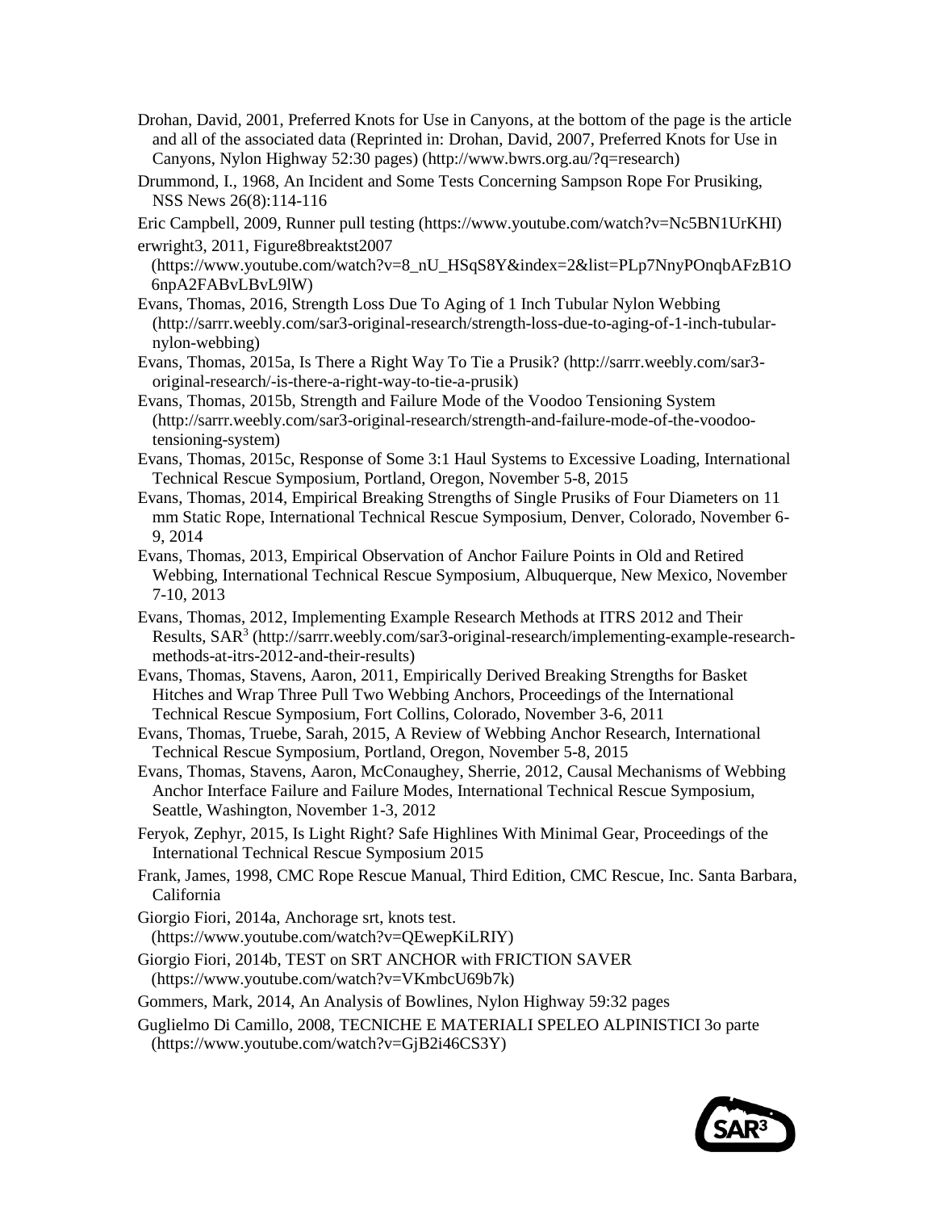Drohan, David, 2001, Preferred Knots for Use in Canyons, at the bottom of the page is the article and all of the associated data (Reprinted in: Drohan, David, 2007, Preferred Knots for Use in Canyons, Nylon Highway 52:30 pages) (http://www.bwrs.org.au/?q=research)

Drummond, I., 1968, An Incident and Some Tests Concerning Sampson Rope For Prusiking, NSS News 26(8):114-116

Eric Campbell, 2009, Runner pull testing (https://www.youtube.com/watch?v=Nc5BN1UrKHI)

erwright3, 2011, Figure8breaktst2007 (https://www.youtube.com/watch?v=8_nU_HSqS8Y&index=2&list=PLp7NnyPOnqbAFzB1O6npA2FABvLBvL9lW)

Evans, Thomas, 2016, Strength Loss Due To Aging of 1 Inch Tubular Nylon Webbing (http://sarrr.weebly.com/sar3-original-research/strength-loss-due-to-aging-of-1-inch-tubular-nylon-webbing)

Evans, Thomas, 2015a, Is There a Right Way To Tie a Prusik? (http://sarrr.weebly.com/sar3-original-research/-is-there-a-right-way-to-tie-a-prusik)

Evans, Thomas, 2015b, Strength and Failure Mode of the Voodoo Tensioning System (http://sarrr.weebly.com/sar3-original-research/strength-and-failure-mode-of-the-voodoo-tensioning-system)

Evans, Thomas, 2015c, Response of Some 3:1 Haul Systems to Excessive Loading, International Technical Rescue Symposium, Portland, Oregon, November 5-8, 2015

Evans, Thomas, 2014, Empirical Breaking Strengths of Single Prusiks of Four Diameters on 11 mm Static Rope, International Technical Rescue Symposium, Denver, Colorado, November 6-9, 2014

Evans, Thomas, 2013, Empirical Observation of Anchor Failure Points in Old and Retired Webbing, International Technical Rescue Symposium, Albuquerque, New Mexico, November 7-10, 2013

Evans, Thomas, 2012, Implementing Example Research Methods at ITRS 2012 and Their Results, SAR[3] (http://sarrr.weebly.com/sar3-original-research/implementing-example-research-methods-at-itrs-2012-and-their-results)

Evans, Thomas, Stavens, Aaron, 2011, Empirically Derived Breaking Strengths for Basket Hitches and Wrap Three Pull Two Webbing Anchors, Proceedings of the International Technical Rescue Symposium, Fort Collins, Colorado, November 3-6, 2011

Evans, Thomas, Truebe, Sarah, 2015, A Review of Webbing Anchor Research, International Technical Rescue Symposium, Portland, Oregon, November 5-8, 2015

Evans, Thomas, Stavens, Aaron, McConaughey, Sherrie, 2012, Causal Mechanisms of Webbing Anchor Interface Failure and Failure Modes, International Technical Rescue Symposium, Seattle, Washington, November 1-3, 2012

Feryok, Zephyr, 2015, Is Light Right? Safe Highlines With Minimal Gear, Proceedings of the International Technical Rescue Symposium 2015

Frank, James, 1998, CMC Rope Rescue Manual, Third Edition, CMC Rescue, Inc. Santa Barbara, California

Giorgio Fiori, 2014a, Anchorage srt, knots test. (https://www.youtube.com/watch?v=QEwepKiLRIY)

Giorgio Fiori, 2014b, TEST on SRT ANCHOR with FRICTION SAVER (https://www.youtube.com/watch?v=VKmbcU69b7k)

Gommers, Mark, 2014, An Analysis of Bowlines, Nylon Highway 59:32 pages

Guglielmo Di Camillo, 2008, TECNICHE E MATERIALI SPELEO ALPINISTICI 3o parte (https://www.youtube.com/watch?v=GjB2i46CS3Y)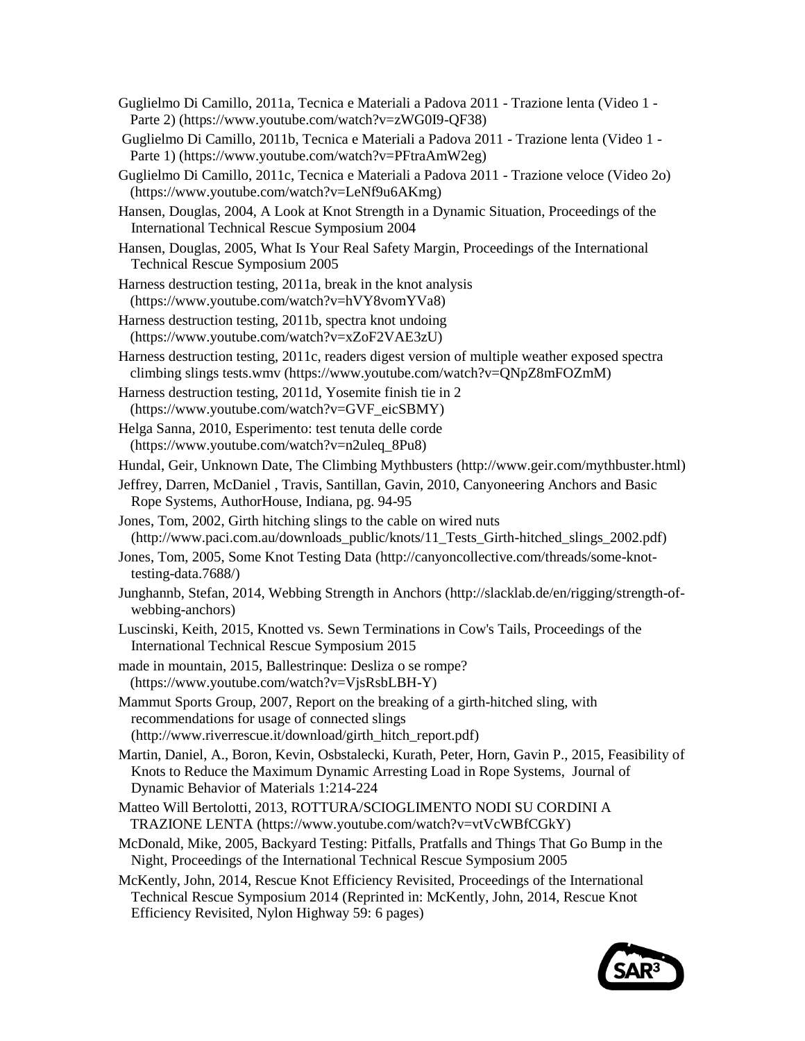Guglielmo Di Camillo, 2011a, Tecnica e Materiali a Padova 2011 - Trazione lenta (Video 1 - Parte 2) (https://www.youtube.com/watch?v=zWG0I9-QF38)

Guglielmo Di Camillo, 2011b, Tecnica e Materiali a Padova 2011 - Trazione lenta (Video 1 - Parte 1) (https://www.youtube.com/watch?v=PFtraAmW2eg)

Guglielmo Di Camillo, 2011c, Tecnica e Materiali a Padova 2011 - Trazione veloce (Video 2o) (https://www.youtube.com/watch?v=LeNf9u6AKmg)

Hansen, Douglas, 2004, A Look at Knot Strength in a Dynamic Situation, Proceedings of the International Technical Rescue Symposium 2004

Hansen, Douglas, 2005, What Is Your Real Safety Margin, Proceedings of the International Technical Rescue Symposium 2005

Harness destruction testing, 2011a, break in the knot analysis (https://www.youtube.com/watch?v=hVY8vomYVa8)

Harness destruction testing, 2011b, spectra knot undoing (https://www.youtube.com/watch?v=xZoF2VAE3zU)

Harness destruction testing, 2011c, readers digest version of multiple weather exposed spectra climbing slings tests.wmv (https://www.youtube.com/watch?v=QNpZ8mFOZmM)

Harness destruction testing, 2011d, Yosemite finish tie in 2 (https://www.youtube.com/watch?v=GVF_eicSBMY)

Helga Sanna, 2010, Esperimento: test tenuta delle corde (https://www.youtube.com/watch?v=n2uleq_8Pu8)

Hundal, Geir, Unknown Date, The Climbing Mythbusters (http://www.geir.com/mythbuster.html)

Jeffrey, Darren, McDaniel , Travis, Santillan, Gavin, 2010, Canyoneering Anchors and Basic Rope Systems, AuthorHouse, Indiana, pg. 94-95

Jones, Tom, 2002, Girth hitching slings to the cable on wired nuts (http://www.paci.com.au/downloads_public/knots/11_Tests_Girth-hitched_slings_2002.pdf)

Jones, Tom, 2005, Some Knot Testing Data (http://canyoncollective.com/threads/some-knot-testing-data.7688/)

Junghannb, Stefan, 2014, Webbing Strength in Anchors (http://slacklab.de/en/rigging/strength-of-webbing-anchors)

Luscinski, Keith, 2015, Knotted vs. Sewn Terminations in Cow's Tails, Proceedings of the International Technical Rescue Symposium 2015

made in mountain, 2015, Ballestrinque: Desliza o se rompe? (https://www.youtube.com/watch?v=VjsRsbLBH-Y)

Mammut Sports Group, 2007, Report on the breaking of a girth-hitched sling, with recommendations for usage of connected slings (http://www.riverrescue.it/download/girth_hitch_report.pdf)

Martin, Daniel, A., Boron, Kevin, Osbstalecki, Kurath, Peter, Horn, Gavin P., 2015, Feasibility of Knots to Reduce the Maximum Dynamic Arresting Load in Rope Systems, Journal of Dynamic Behavior of Materials 1:214-224

Matteo Will Bertolotti, 2013, ROTTURA/SCIOGLIMENTO NODI SU CORDINI A TRAZIONE LENTA (https://www.youtube.com/watch?v=vtVcWBfCGkY)

McDonald, Mike, 2005, Backyard Testing: Pitfalls, Pratfalls and Things That Go Bump in the Night, Proceedings of the International Technical Rescue Symposium 2005

McKently, John, 2014, Rescue Knot Efficiency Revisited, Proceedings of the International Technical Rescue Symposium 2014 (Reprinted in: McKently, John, 2014, Rescue Knot Efficiency Revisited, Nylon Highway 59: 6 pages)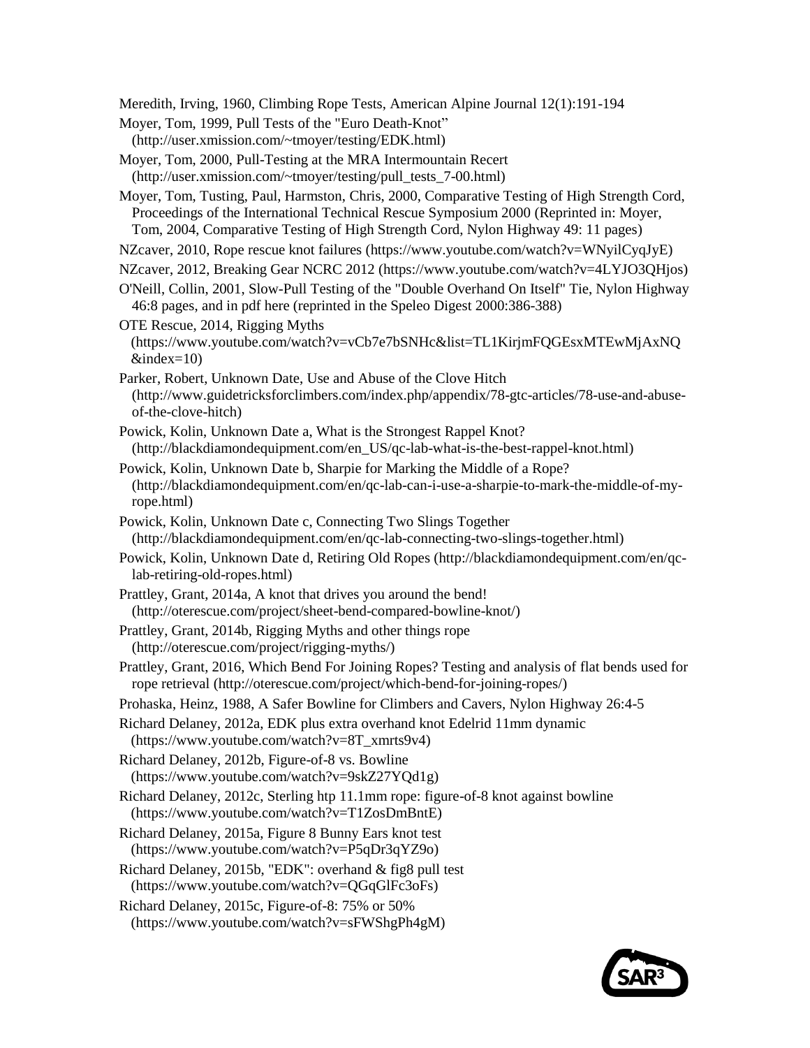Meredith, Irving, 1960, Climbing Rope Tests, American Alpine Journal 12(1):191-194

Moyer, Tom, 1999, Pull Tests of the "Euro Death-Knot" (http://user.xmission.com/~tmoyer/testing/EDK.html)

Moyer, Tom, 2000, Pull-Testing at the MRA Intermountain Recert (http://user.xmission.com/~tmoyer/testing/pull_tests_7-00.html)

Moyer, Tom, Tusting, Paul, Harmston, Chris, 2000, Comparative Testing of High Strength Cord, Proceedings of the International Technical Rescue Symposium 2000 (Reprinted in: Moyer, Tom, 2004, Comparative Testing of High Strength Cord, Nylon Highway 49: 11 pages)

NZcaver, 2010, Rope rescue knot failures (https://www.youtube.com/watch?v=WNyilCyqJyE)

NZcaver, 2012, Breaking Gear NCRC 2012 (https://www.youtube.com/watch?v=4LYJO3QHjos)

O'Neill, Collin, 2001, Slow-Pull Testing of the "Double Overhand On Itself" Tie, Nylon Highway 46:8 pages, and in pdf here (reprinted in the Speleo Digest 2000:386-388)

OTE Rescue, 2014, Rigging Myths (https://www.youtube.com/watch?v=vCb7e7bSNHc&list=TL1KirjmFQGEsxMTEwMjAxNQ&index=10)

Parker, Robert, Unknown Date, Use and Abuse of the Clove Hitch (http://www.guidetricksforclimbers.com/index.php/appendix/78-gtc-articles/78-use-and-abuse-of-the-clove-hitch)

Powick, Kolin, Unknown Date a, What is the Strongest Rappel Knot? (http://blackdiamondequipment.com/en_US/qc-lab-what-is-the-best-rappel-knot.html)

Powick, Kolin, Unknown Date b, Sharpie for Marking the Middle of a Rope? (http://blackdiamondequipment.com/en/qc-lab-can-i-use-a-sharpie-to-mark-the-middle-of-my-rope.html)

Powick, Kolin, Unknown Date c, Connecting Two Slings Together (http://blackdiamondequipment.com/en/qc-lab-connecting-two-slings-together.html)

Powick, Kolin, Unknown Date d, Retiring Old Ropes (http://blackdiamondequipment.com/en/qc-lab-retiring-old-ropes.html)

Prattley, Grant, 2014a, A knot that drives you around the bend! (http://oterescue.com/project/sheet-bend-compared-bowline-knot/)

Prattley, Grant, 2014b, Rigging Myths and other things rope (http://oterescue.com/project/rigging-myths/)

Prattley, Grant, 2016, Which Bend For Joining Ropes? Testing and analysis of flat bends used for rope retrieval (http://oterescue.com/project/which-bend-for-joining-ropes/)

Prohaska, Heinz, 1988, A Safer Bowline for Climbers and Cavers, Nylon Highway 26:4-5

Richard Delaney, 2012a, EDK plus extra overhand knot Edelrid 11mm dynamic (https://www.youtube.com/watch?v=8T_xmrts9v4)

Richard Delaney, 2012b, Figure-of-8 vs. Bowline (https://www.youtube.com/watch?v=9skZ27YQd1g)

Richard Delaney, 2012c, Sterling htp 11.1mm rope: figure-of-8 knot against bowline (https://www.youtube.com/watch?v=T1ZosDmBntE)

Richard Delaney, 2015a, Figure 8 Bunny Ears knot test (https://www.youtube.com/watch?v=P5qDr3qYZ9o)

Richard Delaney, 2015b, "EDK": overhand & fig8 pull test (https://www.youtube.com/watch?v=QGqGlFc3oFs)

Richard Delaney, 2015c, Figure-of-8: 75% or 50% (https://www.youtube.com/watch?v=sFWShgPh4gM)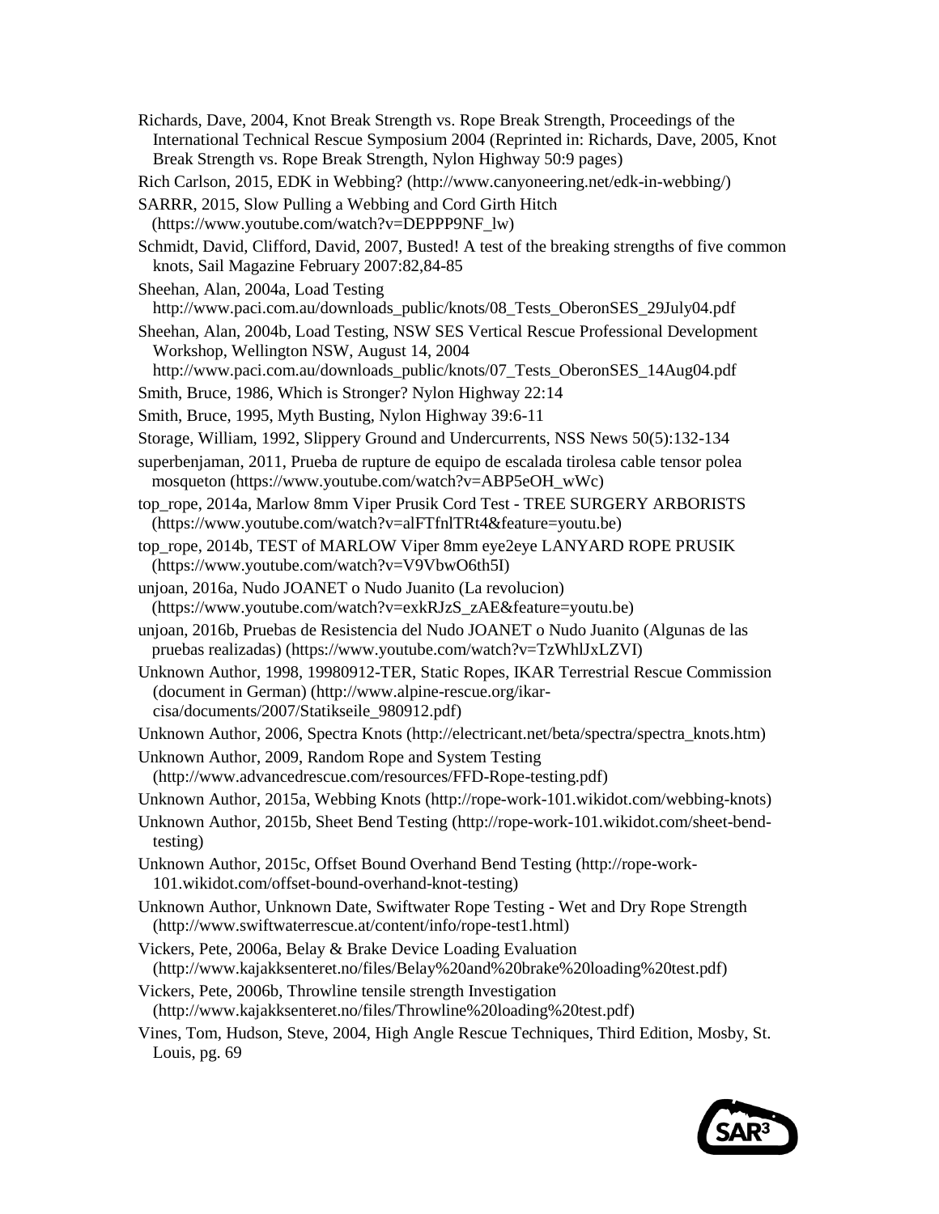Richards, Dave, 2004, Knot Break Strength vs. Rope Break Strength, Proceedings of the International Technical Rescue Symposium 2004 (Reprinted in: Richards, Dave, 2005, Knot Break Strength vs. Rope Break Strength, Nylon Highway 50:9 pages)

Rich Carlson, 2015, EDK in Webbing? (http://www.canyoneering.net/edk-in-webbing/)

SARRR, 2015, Slow Pulling a Webbing and Cord Girth Hitch (https://www.youtube.com/watch?v=DEPPP9NF_lw)

Schmidt, David, Clifford, David, 2007, Busted! A test of the breaking strengths of five common knots, Sail Magazine February 2007:82,84-85

Sheehan, Alan, 2004a, Load Testing http://www.paci.com.au/downloads_public/knots/08_Tests_OberonSES_29July04.pdf

Sheehan, Alan, 2004b, Load Testing, NSW SES Vertical Rescue Professional Development Workshop, Wellington NSW, August 14, 2004 http://www.paci.com.au/downloads_public/knots/07_Tests_OberonSES_14Aug04.pdf

Smith, Bruce, 1986, Which is Stronger? Nylon Highway 22:14

Smith, Bruce, 1995, Myth Busting, Nylon Highway 39:6-11

Storage, William, 1992, Slippery Ground and Undercurrents, NSS News 50(5):132-134

superbenjaman, 2011, Prueba de rupture de equipo de escalada tirolesa cable tensor polea mosqueton (https://www.youtube.com/watch?v=ABP5eOH_wWc)

top_rope, 2014a, Marlow 8mm Viper Prusik Cord Test - TREE SURGERY ARBORISTS (https://www.youtube.com/watch?v=alFTfnlTRt4&feature=youtu.be)

top_rope, 2014b, TEST of MARLOW Viper 8mm eye2eye LANYARD ROPE PRUSIK (https://www.youtube.com/watch?v=V9VbwO6th5I)

unjoan, 2016a, Nudo JOANET o Nudo Juanito (La revolucion) (https://www.youtube.com/watch?v=exkRJzS_zAE&feature=youtu.be)

unjoan, 2016b, Pruebas de Resistencia del Nudo JOANET o Nudo Juanito (Algunas de las pruebas realizadas) (https://www.youtube.com/watch?v=TzWhlJxLZVI)

Unknown Author, 1998, 19980912-TER, Static Ropes, IKAR Terrestrial Rescue Commission (document in German) (http://www.alpine-rescue.org/ikar-cisa/documents/2007/Statikseile_980912.pdf)

Unknown Author, 2006, Spectra Knots (http://electricant.net/beta/spectra/spectra_knots.htm)

Unknown Author, 2009, Random Rope and System Testing (http://www.advancedrescue.com/resources/FFD-Rope-testing.pdf)

Unknown Author, 2015a, Webbing Knots (http://rope-work-101.wikidot.com/webbing-knots)

Unknown Author, 2015b, Sheet Bend Testing (http://rope-work-101.wikidot.com/sheet-bend-testing)

Unknown Author, 2015c, Offset Bound Overhand Bend Testing (http://rope-work-101.wikidot.com/offset-bound-overhand-knot-testing)

Unknown Author, Unknown Date, Swiftwater Rope Testing - Wet and Dry Rope Strength (http://www.swiftwaterrescue.at/content/info/rope-test1.html)

Vickers, Pete, 2006a, Belay & Brake Device Loading Evaluation (http://www.kajakksenteret.no/files/Belay%20and%20brake%20loading%20test.pdf)

Vickers, Pete, 2006b, Throwline tensile strength Investigation (http://www.kajakksenteret.no/files/Throwline%20loading%20test.pdf)

Vines, Tom, Hudson, Steve, 2004, High Angle Rescue Techniques, Third Edition, Mosby, St. Louis, pg. 69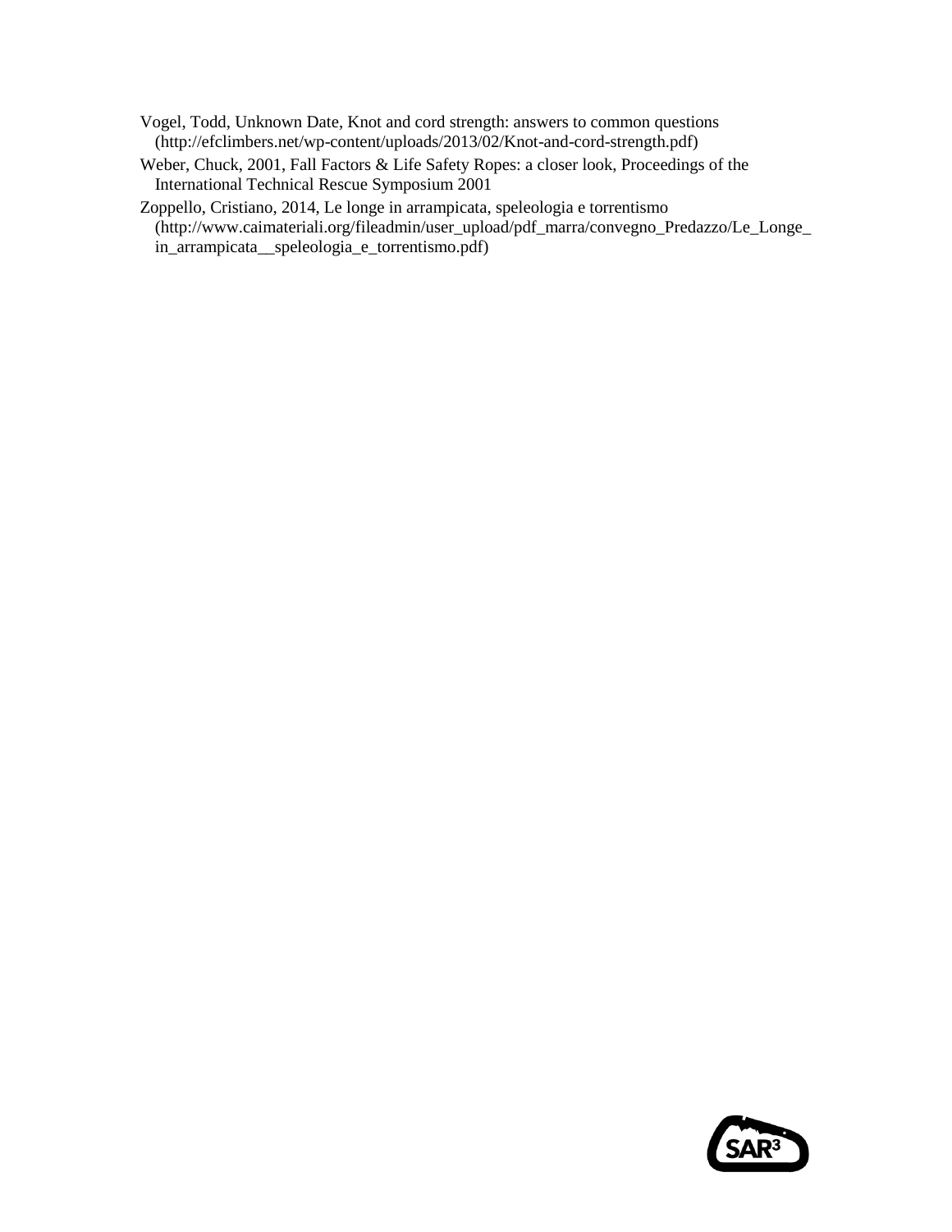Vogel, Todd, Unknown Date, Knot and cord strength: answers to common questions (http://efclimbers.net/wp-content/uploads/2013/02/Knot-and-cord-strength.pdf)

Weber, Chuck, 2001, Fall Factors & Life Safety Ropes: a closer look, Proceedings of the International Technical Rescue Symposium 2001

Zoppello, Cristiano, 2014, Le longe in arrampicata, speleologia e torrentismo (http://www.caimateriali.org/fileadmin/user_upload/pdf_marra/convegno_Predazzo/Le_Longe_in_arrampicata__speleologia_e_torrentismo.pdf)